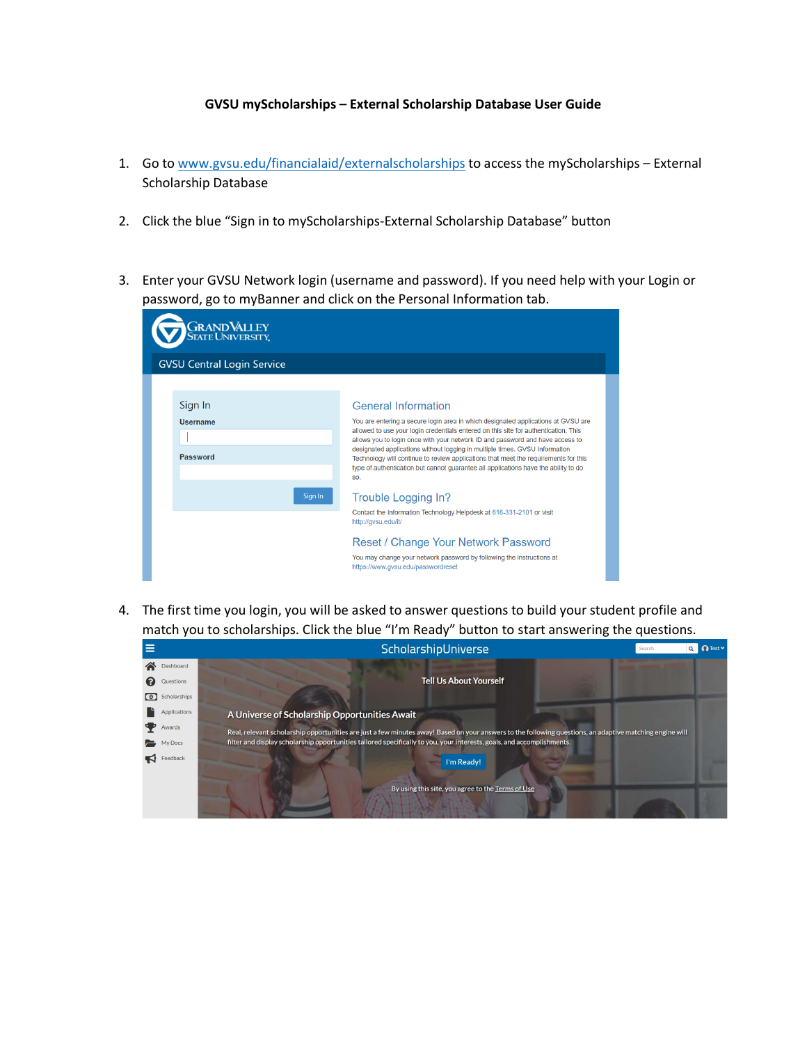**GVSU myScholarships – External Scholarship Database User Guide**

1. Go to www.gvsu.edu/financialaid/externalscholarships to access the myScholarships – External Scholarship Database

2. Click the blue "Sign in to myScholarships-External Scholarship Database" button

3. Enter your GVSU Network login (username and password). If you need help with your Login or password, go to myBanner and click on the Personal Information tab.

4. The first time you login, you will be asked to answer questions to build your student profile and match you to scholarships. Click the blue "I'm Ready" button to start answering the questions.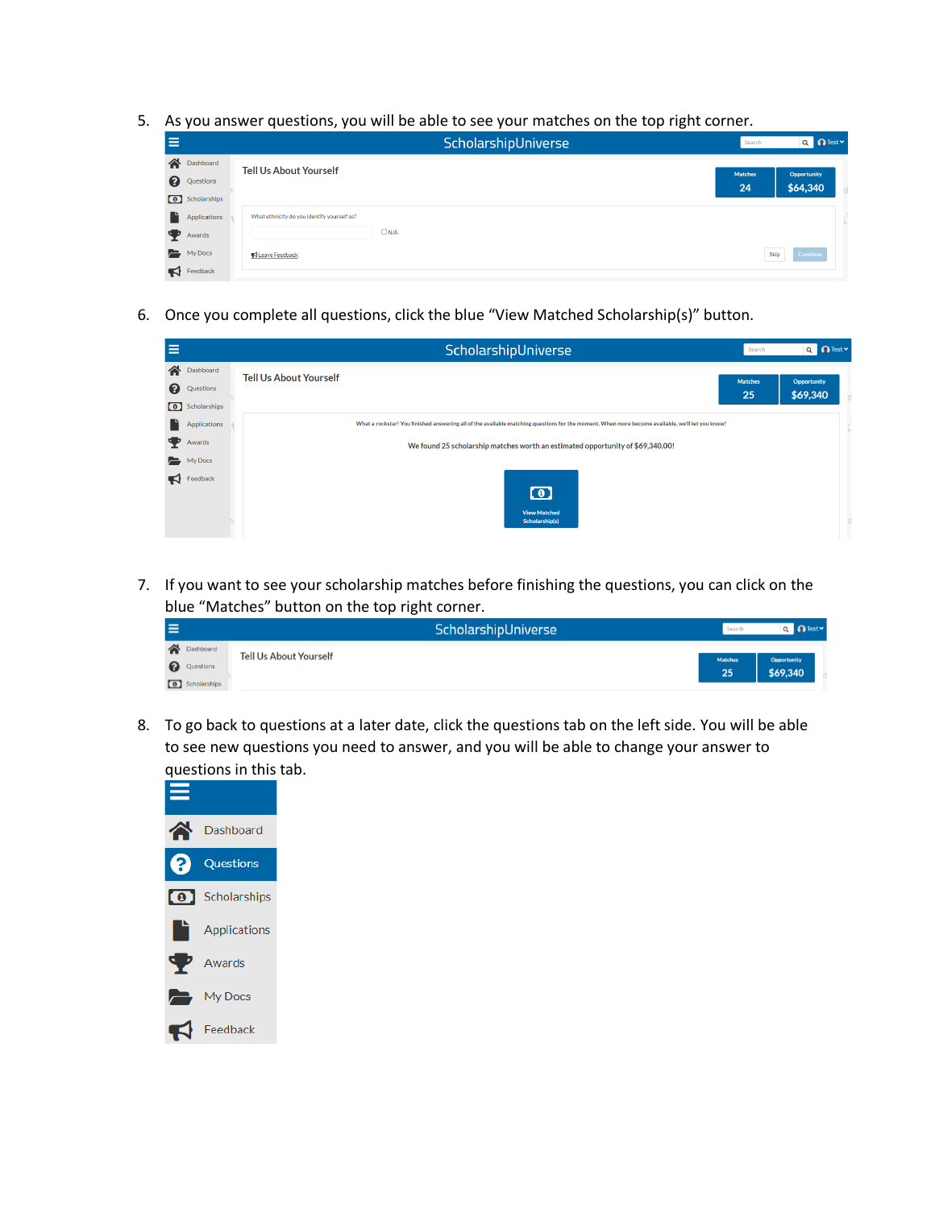5. As you answer questions, you will be able to see your matches on the top right corner.

6. Once you complete all questions, click the blue "View Matched Scholarship(s)" button.

7. If you want to see your scholarship matches before finishing the questions, you can click on the blue "Matches" button on the top right corner.

8. To go back to questions at a later date, click the questions tab on the left side. You will be able to see new questions you need to answer, and you will be able to change your answer to questions in this tab.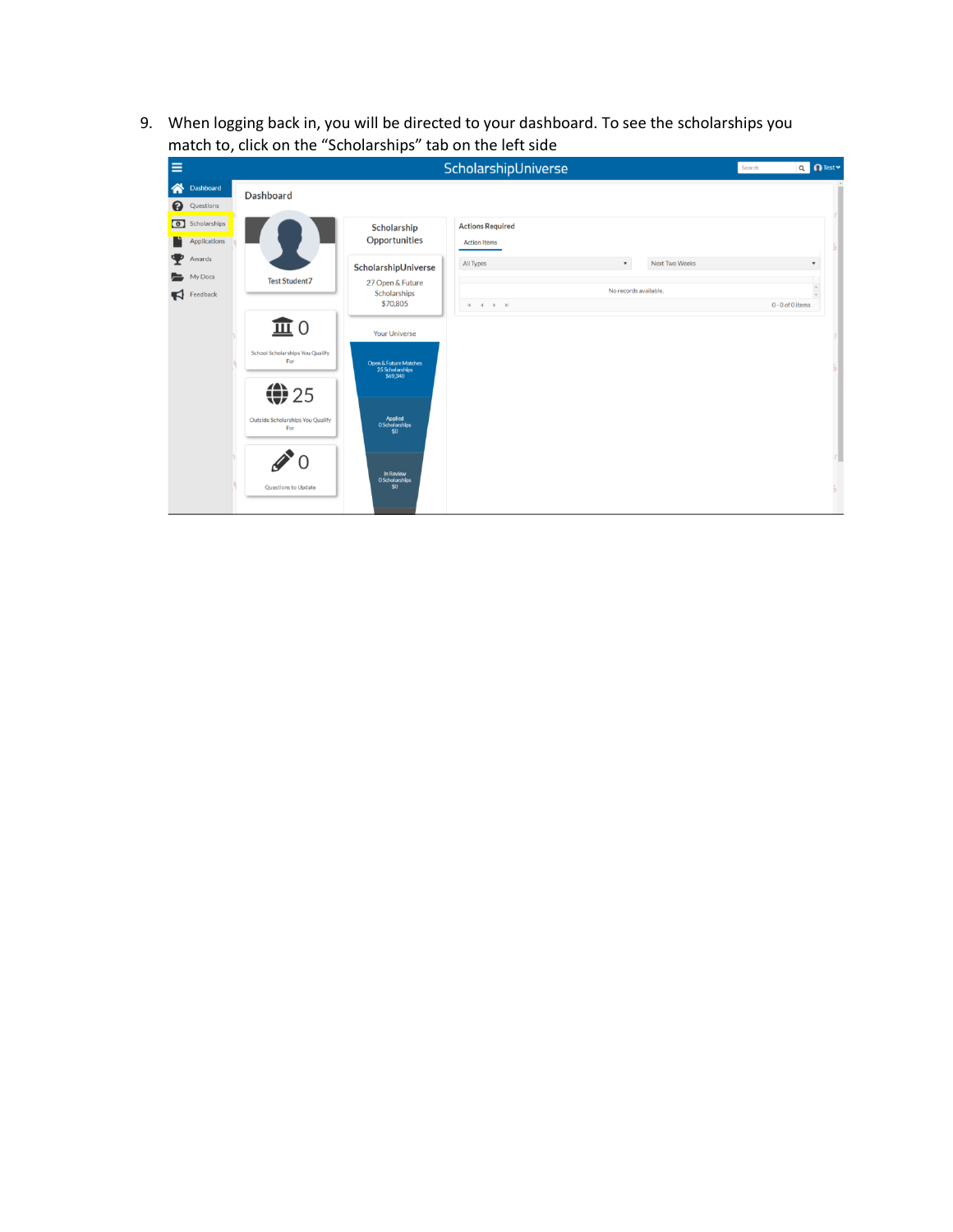9. When logging back in, you will be directed to your dashboard. To see the scholarships you match to, click on the "Scholarships" tab on the left side